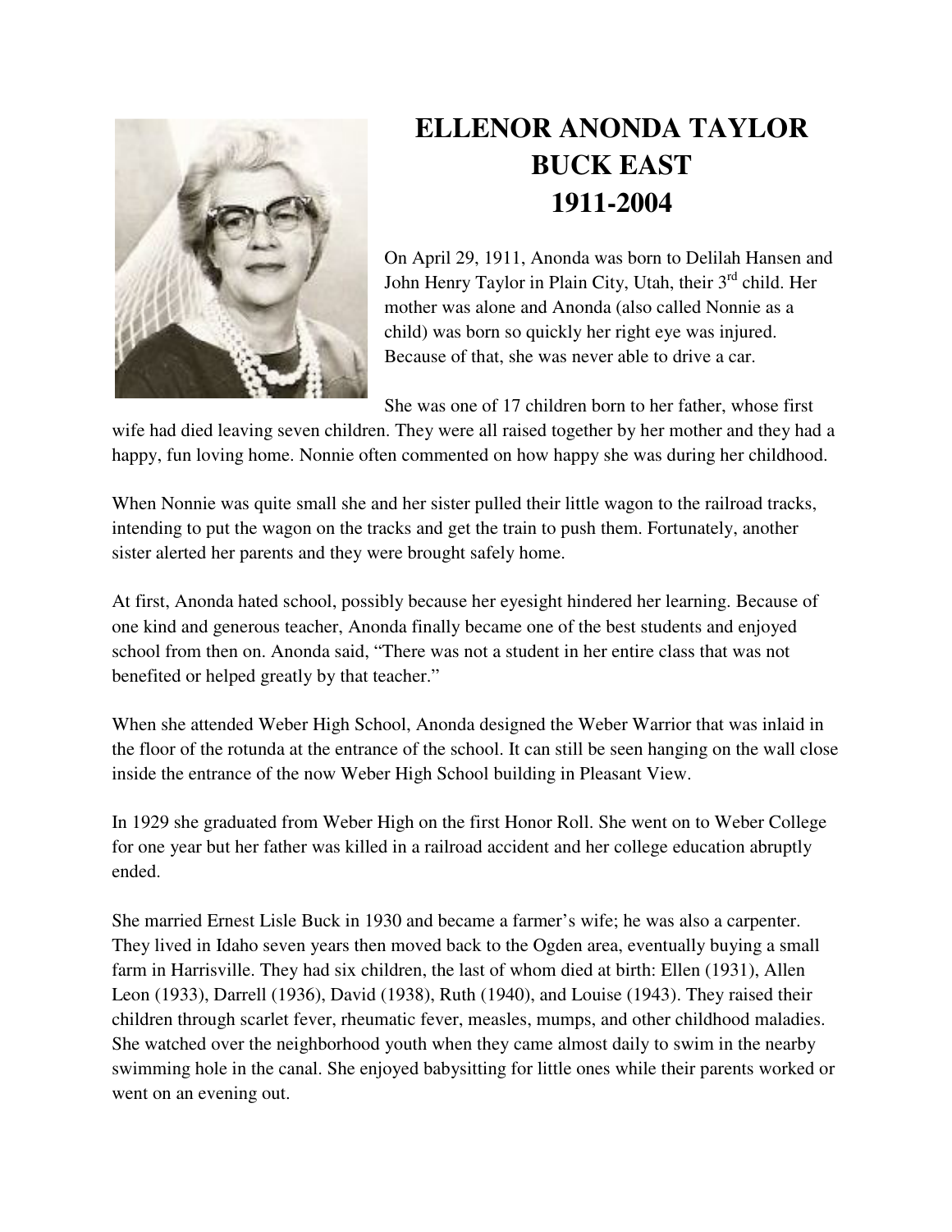# ELLENOR ANONDA TAYLOR BUCK EAST 1911-2004

On April 29, 1911, Anonda was born to Delilah Hansen and John Henry Taylor in Plain City, Utah, their 3rd child. Her mother was alone and Anonda (also called Nonnie as a child) was born so quickly her right eye was injured. Because of that, she was never able to drive a car.

She was one of 17 children born to her father, whose first wife had died leaving seven children. They were all raised together by her mother and they had a happy, fun loving home. Nonnie often commented on how happy she was during her childhood.

When Nonnie was quite small she and her sister pulled their little wagon to the railroad tracks, intending to put the wagon on the tracks and get the train to push them. Fortunately, another sister alerted her parents and they were brought safely home.

At first, Anonda hated school, possibly because her eyesight hindered her learning. Because of one kind and generous teacher, Anonda finally became one of the best students and enjoyed school from then on. Anonda said, "There was not a student in her entire class that was not benefited or helped greatly by that teacher."

When she attended Weber High School, Anonda designed the Weber Warrior that was inlaid in the floor of the rotunda at the entrance of the school. It can still be seen hanging on the wall close inside the entrance of the now Weber High School building in Pleasant View.

In 1929 she graduated from Weber High on the first Honor Roll. She went on to Weber College for one year but her father was killed in a railroad accident and her college education abruptly ended.

She married Ernest Lisle Buck in 1930 and became a farmer's wife; he was also a carpenter. They lived in Idaho seven years then moved back to the Ogden area, eventually buying a small farm in Harrisville. They had six children, the last of whom died at birth: Ellen (1931), Allen Leon (1933), Darrell (1936), David (1938), Ruth (1940), and Louise (1943). They raised their children through scarlet fever, rheumatic fever, measles, mumps, and other childhood maladies. She watched over the neighborhood youth when they came almost daily to swim in the nearby swimming hole in the canal. She enjoyed babysitting for little ones while their parents worked or went on an evening out.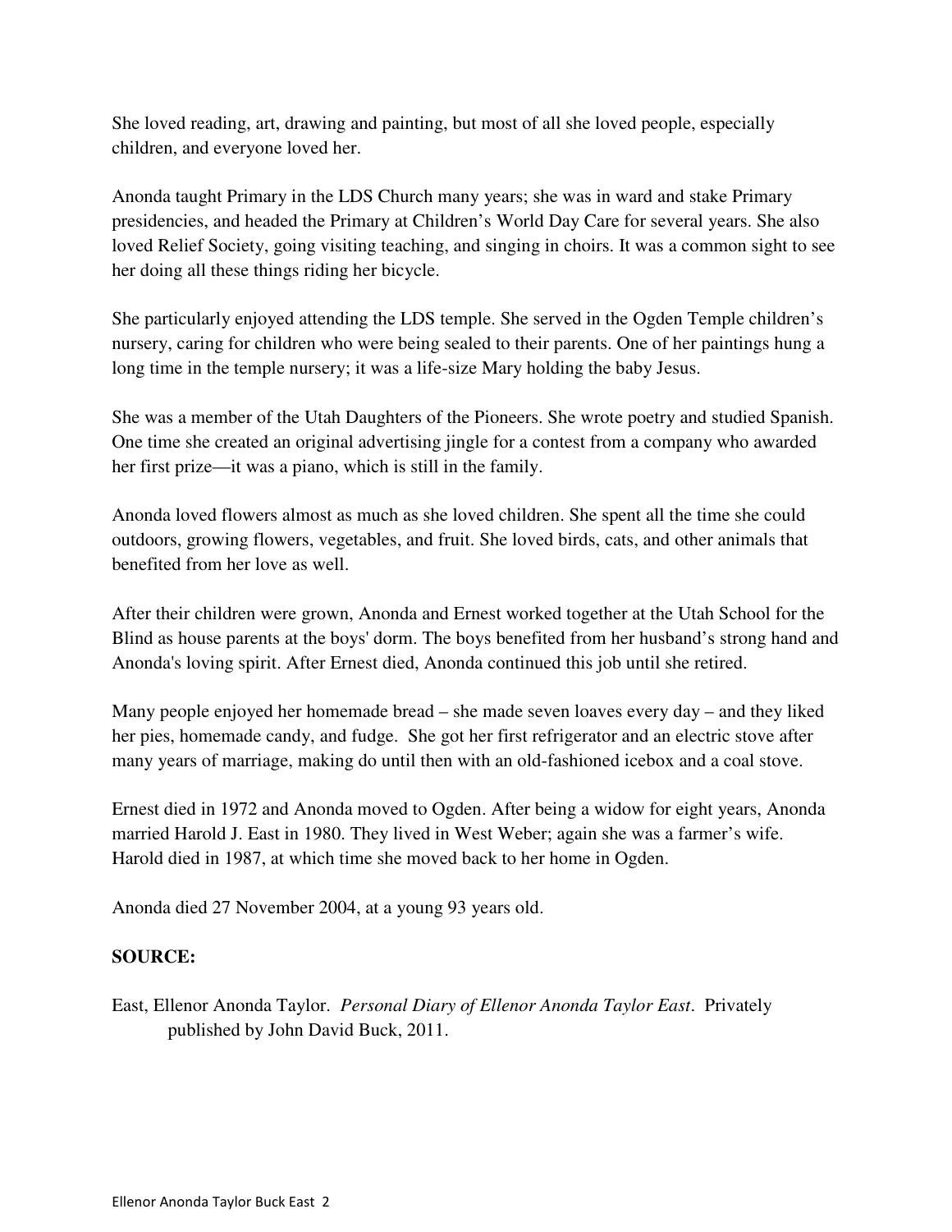She loved reading, art, drawing and painting, but most of all she loved people, especially children, and everyone loved her.

Anonda taught Primary in the LDS Church many years; she was in ward and stake Primary presidencies, and headed the Primary at Children's World Day Care for several years. She also loved Relief Society, going visiting teaching, and singing in choirs. It was a common sight to see her doing all these things riding her bicycle.

She particularly enjoyed attending the LDS temple. She served in the Ogden Temple children's nursery, caring for children who were being sealed to their parents. One of her paintings hung a long time in the temple nursery; it was a life-size Mary holding the baby Jesus.

She was a member of the Utah Daughters of the Pioneers. She wrote poetry and studied Spanish. One time she created an original advertising jingle for a contest from a company who awarded her first prize—it was a piano, which is still in the family.

Anonda loved flowers almost as much as she loved children. She spent all the time she could outdoors, growing flowers, vegetables, and fruit. She loved birds, cats, and other animals that benefited from her love as well.

After their children were grown, Anonda and Ernest worked together at the Utah School for the Blind as house parents at the boys' dorm. The boys benefited from her husband's strong hand and Anonda's loving spirit. After Ernest died, Anonda continued this job until she retired.

Many people enjoyed her homemade bread – she made seven loaves every day – and they liked her pies, homemade candy, and fudge. She got her first refrigerator and an electric stove after many years of marriage, making do until then with an old-fashioned icebox and a coal stove.

Ernest died in 1972 and Anonda moved to Ogden. After being a widow for eight years, Anonda married Harold J. East in 1980. They lived in West Weber; again she was a farmer's wife. Harold died in 1987, at which time she moved back to her home in Ogden.

Anonda died 27 November 2004, at a young 93 years old.

**SOURCE:**

East, Ellenor Anonda Taylor. *Personal Diary of Ellenor Anonda Taylor East*. Privately published by John David Buck, 2011.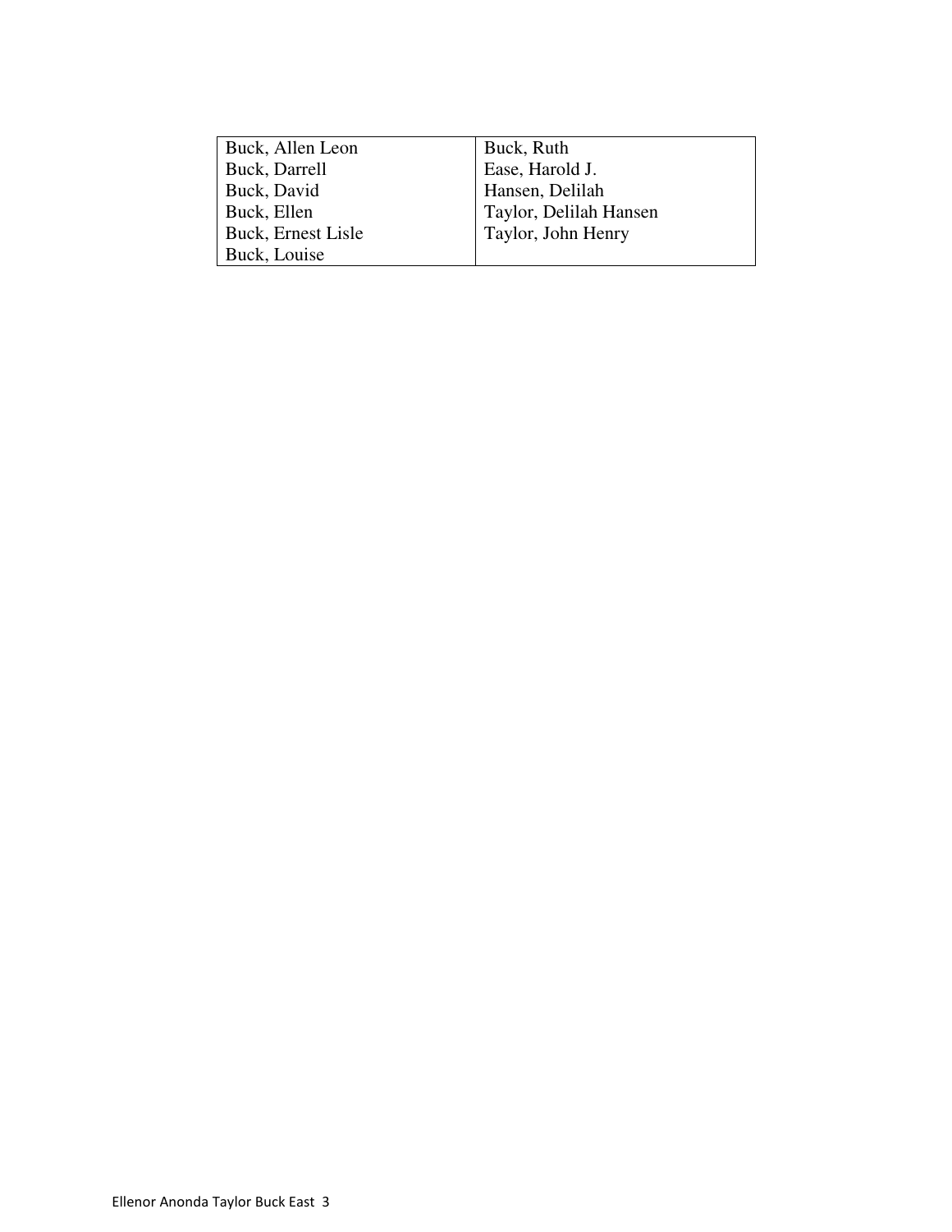| | |
|---|---|
| Buck, Allen Leon | Buck, Ruth |
| Buck, Darrell | Ease, Harold J. |
| Buck, David | Hansen, Delilah |
| Buck, Ellen | Taylor, Delilah Hansen |
| Buck, Ernest Lisle | Taylor, John Henry |
| Buck, Louise | |